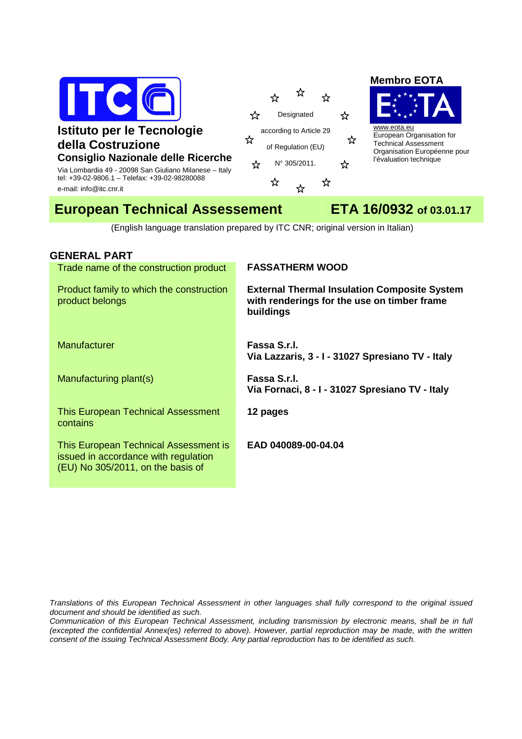**ITC**

**Istituto per le Tecnologie della Costruzione**
**Consiglio Nazionale delle Ricerche**
Via Lombardia 49 - 20098 San Giuliano Milanese – Italy
tel: +39-02-9806.1 – Telefax: +39-02-98280088
e-mail: info@itc.cnr.it

Designated according to Article 29 of Regulation (EU) N° 305/2011.

**Membro EOTA**
www.eota.eu
European Organisation for Technical Assessment
Organisation Européenne pour l'évaluation technique

# European Technical Assessement — ETA 16/0932 of 03.01.17

(English language translation prepared by ITC CNR; original version in Italian)

## GENERAL PART

| | |
|---|---|
| Trade name of the construction product | **FASSATHERM WOOD** |
| Product family to which the construction product belongs | **External Thermal Insulation Composite System with renderings for the use on timber frame buildings** |
| Manufacturer | **Fassa S.r.l.**<br>**Via Lazzaris, 3 - I - 31027 Spresiano TV - Italy** |
| Manufacturing plant(s) | **Fassa S.r.l.**<br>**Via Fornaci, 8 - I - 31027 Spresiano TV - Italy** |
| This European Technical Assessment contains | **12 pages** |
| This European Technical Assessment is issued in accordance with regulation (EU) No 305/2011, on the basis of | **EAD 040089-00-04.04** |

*Translations of this European Technical Assessment in other languages shall fully correspond to the original issued document and should be identified as such.*
*Communication of this European Technical Assessment, including transmission by electronic means, shall be in full (excepted the confidential Annex(es) referred to above). However, partial reproduction may be made, with the written consent of the issuing Technical Assessment Body. Any partial reproduction has to be identified as such.*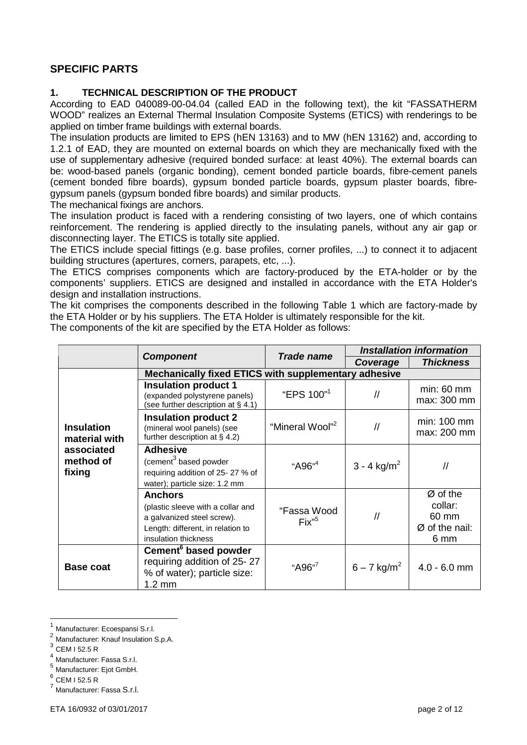## SPECIFIC PARTS

### 1. TECHNICAL DESCRIPTION OF THE PRODUCT

According to EAD 040089-00-04.04 (called EAD in the following text), the kit "FASSATHERM WOOD" realizes an External Thermal Insulation Composite Systems (ETICS) with renderings to be applied on timber frame buildings with external boards.

The insulation products are limited to EPS (hEN 13163) and to MW (hEN 13162) and, according to 1.2.1 of EAD, they are mounted on external boards on which they are mechanically fixed with the use of supplementary adhesive (required bonded surface: at least 40%). The external boards can be: wood-based panels (organic bonding), cement bonded particle boards, fibre-cement panels (cement bonded fibre boards), gypsum bonded particle boards, gypsum plaster boards, fibre-gypsum panels (gypsum bonded fibre boards) and similar products.

The mechanical fixings are anchors.

The insulation product is faced with a rendering consisting of two layers, one of which contains reinforcement. The rendering is applied directly to the insulating panels, without any air gap or disconnecting layer. The ETICS is totally site applied.

The ETICS include special fittings (e.g. base profiles, corner profiles, ...) to connect it to adjacent building structures (apertures, corners, parapets, etc, ...).

The ETICS comprises components which are factory-produced by the ETA-holder or by the components' suppliers. ETICS are designed and installed in accordance with the ETA Holder's design and installation instructions.

The kit comprises the components described in the following Table 1 which are factory-made by the ETA Holder or by his suppliers. The ETA Holder is ultimately responsible for the kit.

The components of the kit are specified by the ETA Holder as follows:

| | ***Component*** | ***Trade name*** | ***Installation information*** | |
|---|---|---|---|---|
| | | | ***Coverage*** | ***Thickness*** |
| **Insulation material with associated method of fixing** | **Mechanically fixed ETICS with supplementary adhesive** | | | |
| | **Insulation product 1** (expanded polystyrene panels) (see further description at § 4.1) | "EPS 100"[1] | // | min: 60 mm max: 300 mm |
| | **Insulation product 2** (mineral wool panels) (see further description at § 4.2) | "Mineral Wool"[2] | // | min: 100 mm max: 200 mm |
| | **Adhesive** (cement[3] based powder requiring addition of 25- 27 % of water); particle size: 1.2 mm | "A96"[4] | 3 - 4 kg/m$^2$ | // |
| | **Anchors** (plastic sleeve with a collar and a galvanized steel screw). Length: different, in relation to insulation thickness | "Fassa Wood Fix"[5] | // | Ø of the collar: 60 mm Ø of the nail: 6 mm |
| **Base coat** | **Cement[6] based powder** requiring addition of 25- 27 % of water); particle size: 1.2 mm | "A96"[7] | 6 – 7 kg/m$^2$ | 4.0 - 6.0 mm |

[1] Manufacturer: Ecoespansi S.r.l.
[2] Manufacturer: Knauf Insulation S.p.A.
[3] CEM I 52.5 R
[4] Manufacturer: Fassa S.r.l.
[5] Manufacturer: Ejot GmbH.
[6] CEM I 52.5 R
[7] Manufacturer: Fassa S.r.l.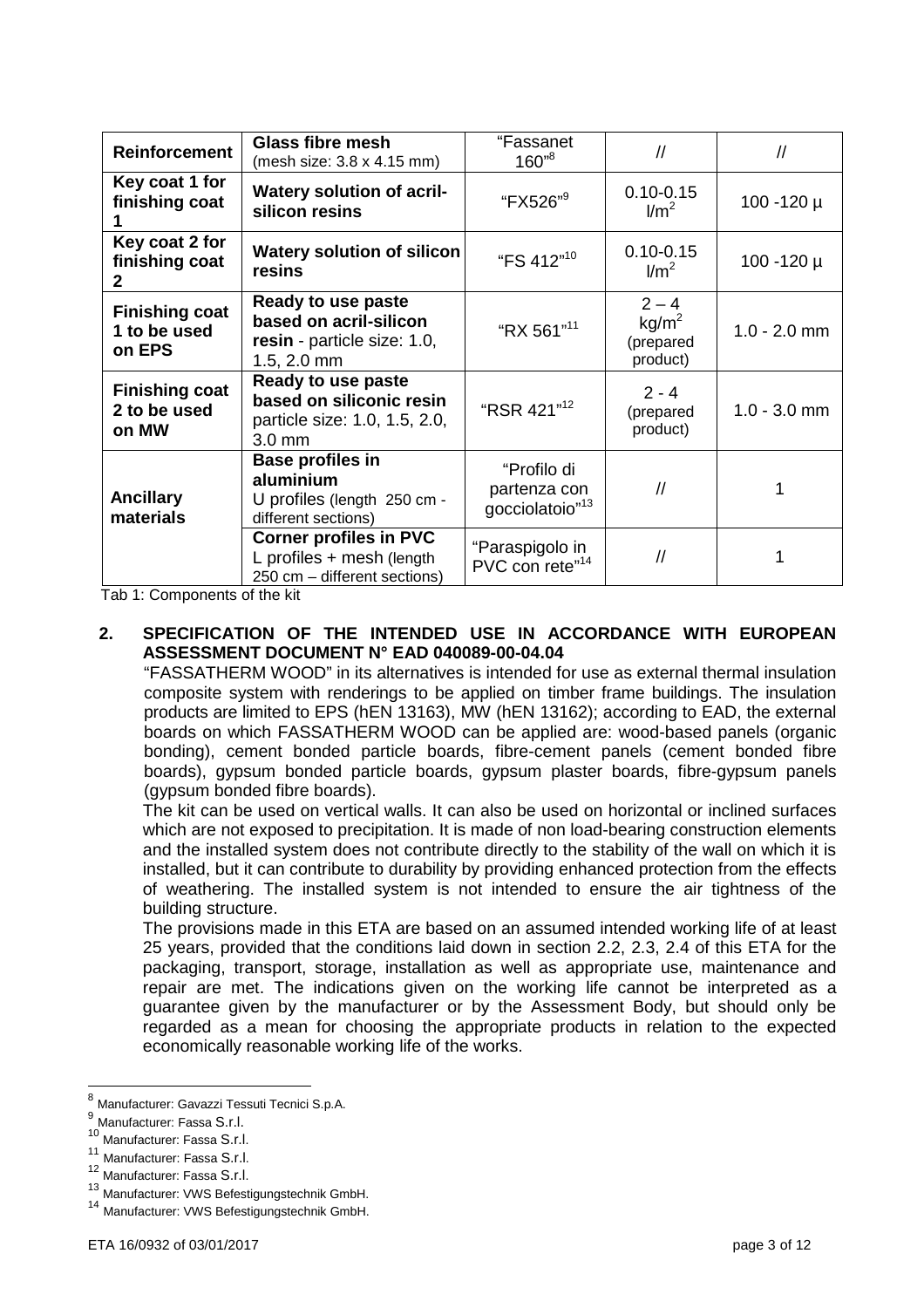| **Reinforcement** | **Glass fibre mesh** (mesh size: 3.8 x 4.15 mm) | "Fassanet 160"[8] | // | // |
|---|---|---|---|---|
| **Key coat 1 for finishing coat 1** | **Watery solution of acril-silicon resins** | "FX526"[9] | 0.10-0.15 l/m² | 100 -120 µ |
| **Key coat 2 for finishing coat 2** | **Watery solution of silicon resins** | "FS 412"[10] | 0.10-0.15 l/m² | 100 -120 µ |
| **Finishing coat 1 to be used on EPS** | **Ready to use paste based on acril-silicon resin** - particle size: 1.0, 1.5, 2.0 mm | "RX 561"[11] | 2 – 4 kg/m² (prepared product) | 1.0 - 2.0 mm |
| **Finishing coat 2 to be used on MW** | **Ready to use paste based on siliconic resin** particle size: 1.0, 1.5, 2.0, 3.0 mm | "RSR 421"[12] | 2 - 4 (prepared product) | 1.0 - 3.0 mm |
| **Ancillary materials** | **Base profiles in aluminium** U profiles (length 250 cm - different sections) | "Profilo di partenza con gocciolatoio"[13] | // | 1 |
| | **Corner profiles in PVC** L profiles + mesh (length 250 cm – different sections) | "Paraspigolo in PVC con rete"[14] | // | 1 |

Tab 1: Components of the kit

## 2. SPECIFICATION OF THE INTENDED USE IN ACCORDANCE WITH EUROPEAN ASSESSMENT DOCUMENT N° EAD 040089-00-04.04

"FASSATHERM WOOD" in its alternatives is intended for use as external thermal insulation composite system with renderings to be applied on timber frame buildings. The insulation products are limited to EPS (hEN 13163), MW (hEN 13162); according to EAD, the external boards on which FASSATHERM WOOD can be applied are: wood-based panels (organic bonding), cement bonded particle boards, fibre-cement panels (cement bonded fibre boards), gypsum bonded particle boards, gypsum plaster boards, fibre-gypsum panels (gypsum bonded fibre boards).

The kit can be used on vertical walls. It can also be used on horizontal or inclined surfaces which are not exposed to precipitation. It is made of non load-bearing construction elements and the installed system does not contribute directly to the stability of the wall on which it is installed, but it can contribute to durability by providing enhanced protection from the effects of weathering. The installed system is not intended to ensure the air tightness of the building structure.

The provisions made in this ETA are based on an assumed intended working life of at least 25 years, provided that the conditions laid down in section 2.2, 2.3, 2.4 of this ETA for the packaging, transport, storage, installation as well as appropriate use, maintenance and repair are met. The indications given on the working life cannot be interpreted as a guarantee given by the manufacturer or by the Assessment Body, but should only be regarded as a mean for choosing the appropriate products in relation to the expected economically reasonable working life of the works.

[8] Manufacturer: Gavazzi Tessuti Tecnici S.p.A.
[9] Manufacturer: Fassa S.r.l.
[10] Manufacturer: Fassa S.r.l.
[11] Manufacturer: Fassa S.r.l.
[12] Manufacturer: Fassa S.r.l.
[13] Manufacturer: VWS Befestigungstechnik GmbH.
[14] Manufacturer: VWS Befestigungstechnik GmbH.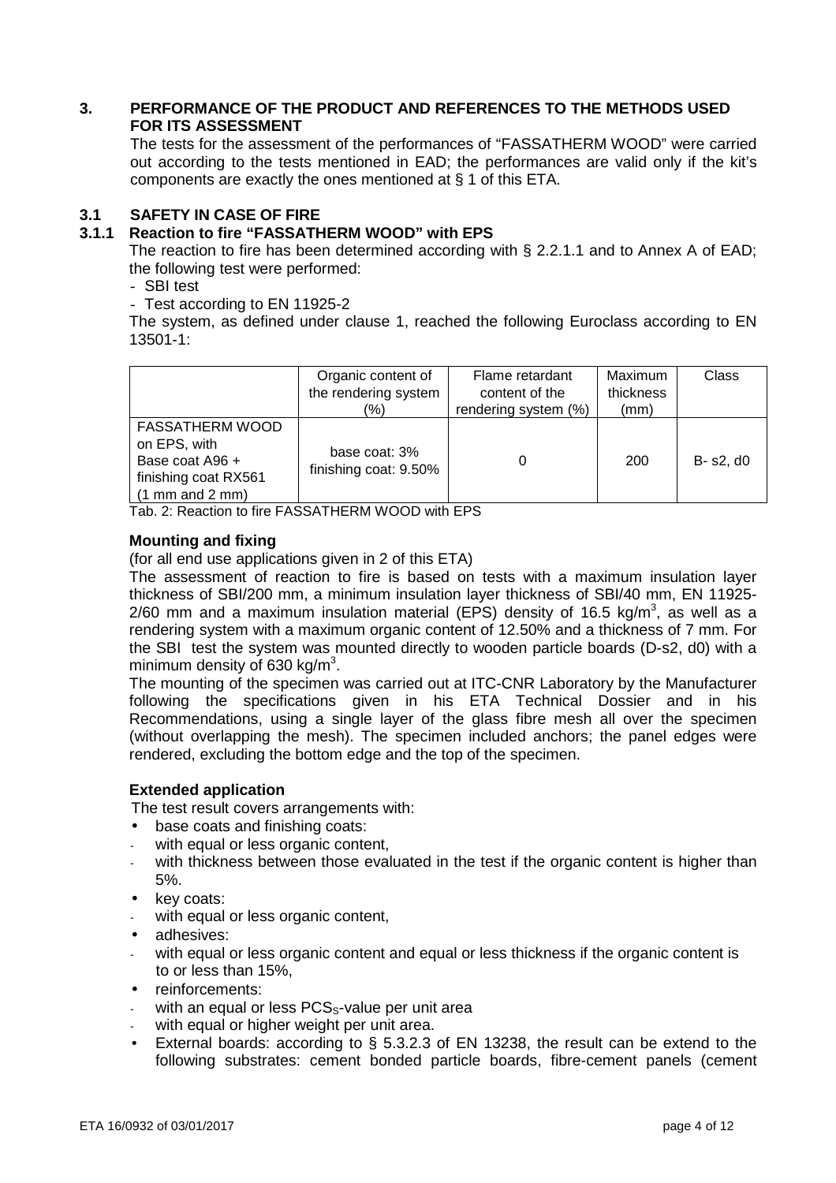## 3. PERFORMANCE OF THE PRODUCT AND REFERENCES TO THE METHODS USED FOR ITS ASSESSMENT

The tests for the assessment of the performances of "FASSATHERM WOOD" were carried out according to the tests mentioned in EAD; the performances are valid only if the kit's components are exactly the ones mentioned at § 1 of this ETA.

### 3.1 SAFETY IN CASE OF FIRE

#### 3.1.1 Reaction to fire "FASSATHERM WOOD" with EPS

The reaction to fire has been determined according with § 2.2.1.1 and to Annex A of EAD; the following test were performed:

- SBI test
- Test according to EN 11925-2

The system, as defined under clause 1, reached the following Euroclass according to EN 13501-1:

| | Organic content of the rendering system (%) | Flame retardant content of the rendering system (%) | Maximum thickness (mm) | Class |
|---|---|---|---|---|
| FASSATHERM WOOD on EPS, with Base coat A96 + finishing coat RX561 (1 mm and 2 mm) | base coat: 3% finishing coat: 9.50% | 0 | 200 | B- s2, d0 |

Tab. 2: Reaction to fire FASSATHERM WOOD with EPS

**Mounting and fixing**

(for all end use applications given in 2 of this ETA)

The assessment of reaction to fire is based on tests with a maximum insulation layer thickness of SBI/200 mm, a minimum insulation layer thickness of SBI/40 mm, EN 11925-2/60 mm and a maximum insulation material (EPS) density of 16.5 kg/m$^3$, as well as a rendering system with a maximum organic content of 12.50% and a thickness of 7 mm. For the SBI test the system was mounted directly to wooden particle boards (D-s2, d0) with a minimum density of 630 kg/m$^3$.

The mounting of the specimen was carried out at ITC-CNR Laboratory by the Manufacturer following the specifications given in his ETA Technical Dossier and in his Recommendations, using a single layer of the glass fibre mesh all over the specimen (without overlapping the mesh). The specimen included anchors; the panel edges were rendered, excluding the bottom edge and the top of the specimen.

**Extended application**

The test result covers arrangements with:

- base coats and finishing coats:
  - with equal or less organic content,
  - with thickness between those evaluated in the test if the organic content is higher than 5%.
- key coats:
  - with equal or less organic content,
- adhesives:
  - with equal or less organic content and equal or less thickness if the organic content is to or less than 15%,
- reinforcements:
  - with an equal or less $PCS_S$-value per unit area
  - with equal or higher weight per unit area.
- External boards: according to § 5.3.2.3 of EN 13238, the result can be extend to the following substrates: cement bonded particle boards, fibre-cement panels (cement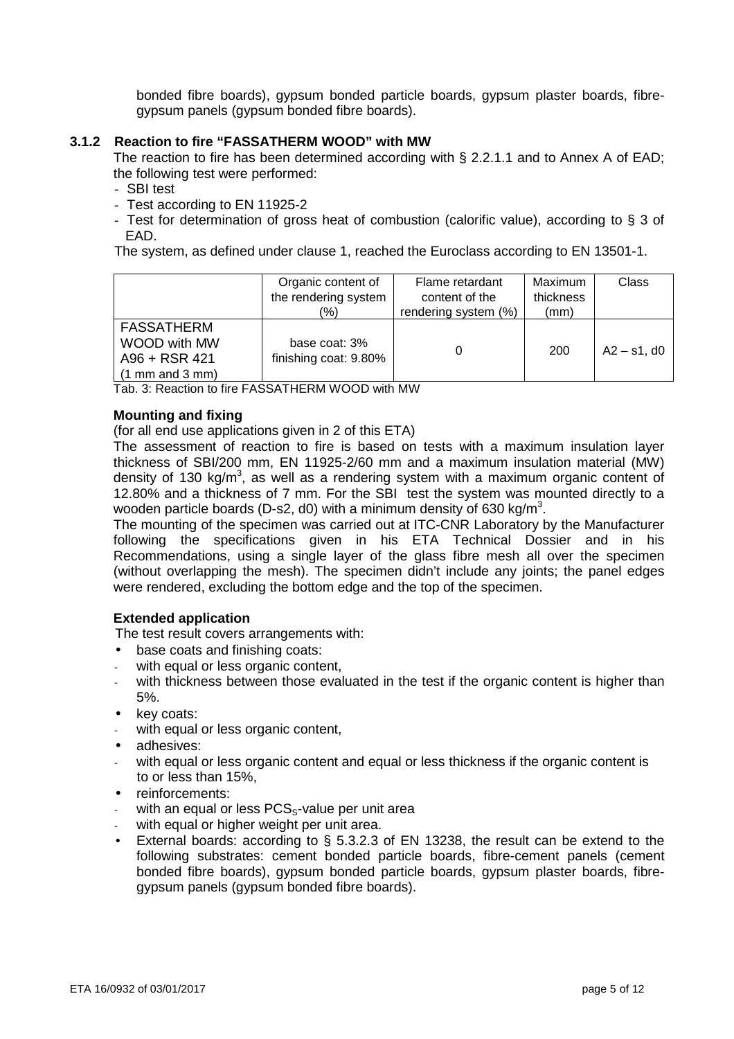bonded fibre boards), gypsum bonded particle boards, gypsum plaster boards, fibre-gypsum panels (gypsum bonded fibre boards).

### 3.1.2 Reaction to fire "FASSATHERM WOOD" with MW

The reaction to fire has been determined according with § 2.2.1.1 and to Annex A of EAD; the following test were performed:

- SBI test
- Test according to EN 11925-2
- Test for determination of gross heat of combustion (calorific value), according to § 3 of EAD.

The system, as defined under clause 1, reached the Euroclass according to EN 13501-1.

| | Organic content of the rendering system (%) | Flame retardant content of the rendering system (%) | Maximum thickness (mm) | Class |
|---|---|---|---|---|
| FASSATHERM WOOD with MW A96 + RSR 421 (1 mm and 3 mm) | base coat: 3% finishing coat: 9.80% | 0 | 200 | A2 – s1, d0 |

Tab. 3: Reaction to fire FASSATHERM WOOD with MW

**Mounting and fixing**

(for all end use applications given in 2 of this ETA)

The assessment of reaction to fire is based on tests with a maximum insulation layer thickness of SBI/200 mm, EN 11925-2/60 mm and a maximum insulation material (MW) density of 130 kg/m$^3$, as well as a rendering system with a maximum organic content of 12.80% and a thickness of 7 mm. For the SBI test the system was mounted directly to a wooden particle boards (D-s2, d0) with a minimum density of 630 kg/m$^3$.

The mounting of the specimen was carried out at ITC-CNR Laboratory by the Manufacturer following the specifications given in his ETA Technical Dossier and in his Recommendations, using a single layer of the glass fibre mesh all over the specimen (without overlapping the mesh). The specimen didn't include any joints; the panel edges were rendered, excluding the bottom edge and the top of the specimen.

**Extended application**

The test result covers arrangements with:

- base coats and finishing coats:
  - with equal or less organic content,
  - with thickness between those evaluated in the test if the organic content is higher than 5%.
- key coats:
  - with equal or less organic content,
- adhesives:
  - with equal or less organic content and equal or less thickness if the organic content is to or less than 15%,
- reinforcements:
  - with an equal or less $PCS_S$-value per unit area
  - with equal or higher weight per unit area.
- External boards: according to § 5.3.2.3 of EN 13238, the result can be extend to the following substrates: cement bonded particle boards, fibre-cement panels (cement bonded fibre boards), gypsum bonded particle boards, gypsum plaster boards, fibre-gypsum panels (gypsum bonded fibre boards).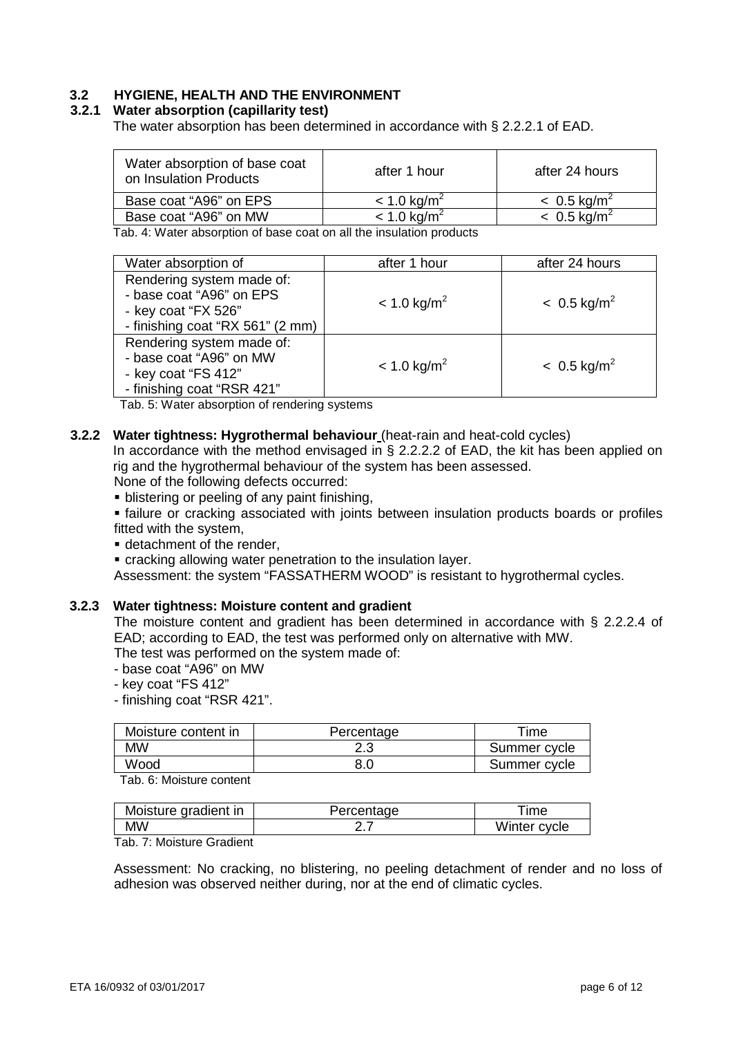## 3.2 HYGIENE, HEALTH AND THE ENVIRONMENT

### 3.2.1 Water absorption (capillarity test)

The water absorption has been determined in accordance with § 2.2.2.1 of EAD.

| Water absorption of base coat on Insulation Products | after 1 hour | after 24 hours |
|---|---|---|
| Base coat "A96" on EPS | < 1.0 kg/m$^2$ | < 0.5 kg/m$^2$ |
| Base coat "A96" on MW | < 1.0 kg/m$^2$ | < 0.5 kg/m$^2$ |

Tab. 4: Water absorption of base coat on all the insulation products

| Water absorption of | after 1 hour | after 24 hours |
|---|---|---|
| Rendering system made of:<br>- base coat "A96" on EPS<br>- key coat "FX 526"<br>- finishing coat "RX 561" (2 mm) | < 1.0 kg/m$^2$ | < 0.5 kg/m$^2$ |
| Rendering system made of:<br>- base coat "A96" on MW<br>- key coat "FS 412"<br>- finishing coat "RSR 421" | < 1.0 kg/m$^2$ | < 0.5 kg/m$^2$ |

Tab. 5: Water absorption of rendering systems

### 3.2.2 Water tightness: Hygrothermal behaviour (heat-rain and heat-cold cycles)

In accordance with the method envisaged in § 2.2.2.2 of EAD, the kit has been applied on rig and the hygrothermal behaviour of the system has been assessed.

None of the following defects occurred:

- blistering or peeling of any paint finishing,
- failure or cracking associated with joints between insulation products boards or profiles fitted with the system,
- detachment of the render,
- cracking allowing water penetration to the insulation layer.

Assessment: the system "FASSATHERM WOOD" is resistant to hygrothermal cycles.

### 3.2.3 Water tightness: Moisture content and gradient

The moisture content and gradient has been determined in accordance with § 2.2.2.4 of EAD; according to EAD, the test was performed only on alternative with MW.

The test was performed on the system made of:

- base coat "A96" on MW
- key coat "FS 412"
- finishing coat "RSR 421".

| Moisture content in | Percentage | Time |
|---|---|---|
| MW | 2.3 | Summer cycle |
| Wood | 8.0 | Summer cycle |

Tab. 6: Moisture content

| Moisture gradient in | Percentage | Time |
|---|---|---|
| MW | 2.7 | Winter cycle |

Tab. 7: Moisture Gradient

Assessment: No cracking, no blistering, no peeling detachment of render and no loss of adhesion was observed neither during, nor at the end of climatic cycles.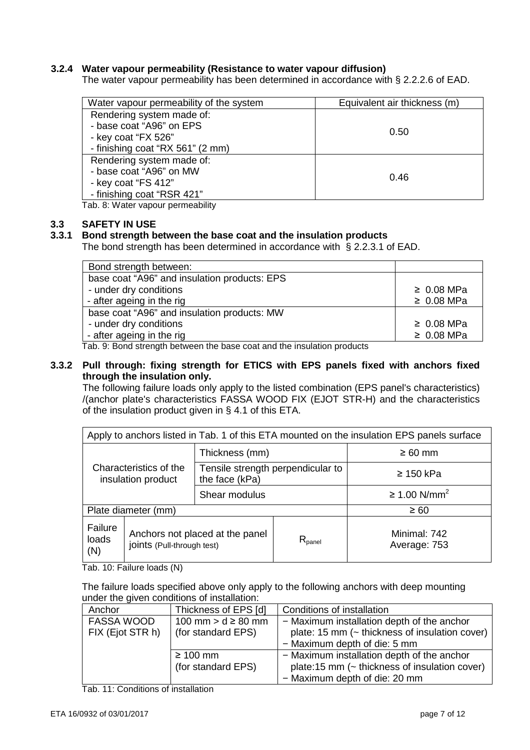### 3.2.4 Water vapour permeability (Resistance to water vapour diffusion)

The water vapour permeability has been determined in accordance with § 2.2.2.6 of EAD.

| Water vapour permeability of the system | Equivalent air thickness (m) |
|---|---|
| Rendering system made of:<br>- base coat "A96" on EPS<br>- key coat "FX 526"<br>- finishing coat "RX 561" (2 mm) | 0.50 |
| Rendering system made of:<br>- base coat "A96" on MW<br>- key coat "FS 412"<br>- finishing coat "RSR 421" | 0.46 |

Tab. 8: Water vapour permeability

## 3.3 SAFETY IN USE

### 3.3.1 Bond strength between the base coat and the insulation products

The bond strength has been determined in accordance with § 2.2.3.1 of EAD.

| Bond strength between: | |
|---|---|
| base coat "A96" and insulation products: EPS<br>- under dry conditions<br>- after ageing in the rig | <br>≥ 0.08 MPa<br>≥ 0.08 MPa |
| base coat "A96" and insulation products: MW<br>- under dry conditions<br>- after ageing in the rig | <br>≥ 0.08 MPa<br>≥ 0.08 MPa |

Tab. 9: Bond strength between the base coat and the insulation products

### 3.3.2 Pull through: fixing strength for ETICS with EPS panels fixed with anchors fixed through the insulation only.

The following failure loads only apply to the listed combination (EPS panel's characteristics) /(anchor plate's characteristics FASSA WOOD FIX (EJOT STR-H) and the characteristics of the insulation product given in § 4.1 of this ETA.

| Apply to anchors listed in Tab. 1 of this ETA mounted on the insulation EPS panels surface | | | |
|---|---|---|---|
| Characteristics of the insulation product | Thickness (mm) | | ≥ 60 mm |
| | Tensile strength perpendicular to the face (kPa) | | ≥ 150 kPa |
| | Shear modulus | | ≥ 1.00 $N/mm^2$ |
| Plate diameter (mm) | | | ≥ 60 |
| Failure loads (N) | Anchors not placed at the panel joints (Pull-through test) | $R_{panel}$ | Minimal: 742<br>Average: 753 |

Tab. 10: Failure loads (N)

The failure loads specified above only apply to the following anchors with deep mounting under the given conditions of installation:

| Anchor | Thickness of EPS [d] | Conditions of installation |
|---|---|---|
| FASSA WOOD FIX (Ejot STR h) | 100 mm > d ≥ 80 mm (for standard EPS) | − Maximum installation depth of the anchor plate: 15 mm (~ thickness of insulation cover)<br>− Maximum depth of die: 5 mm |
| | ≥ 100 mm (for standard EPS) | − Maximum installation depth of the anchor plate:15 mm (~ thickness of insulation cover)<br>− Maximum depth of die: 20 mm |

Tab. 11: Conditions of installation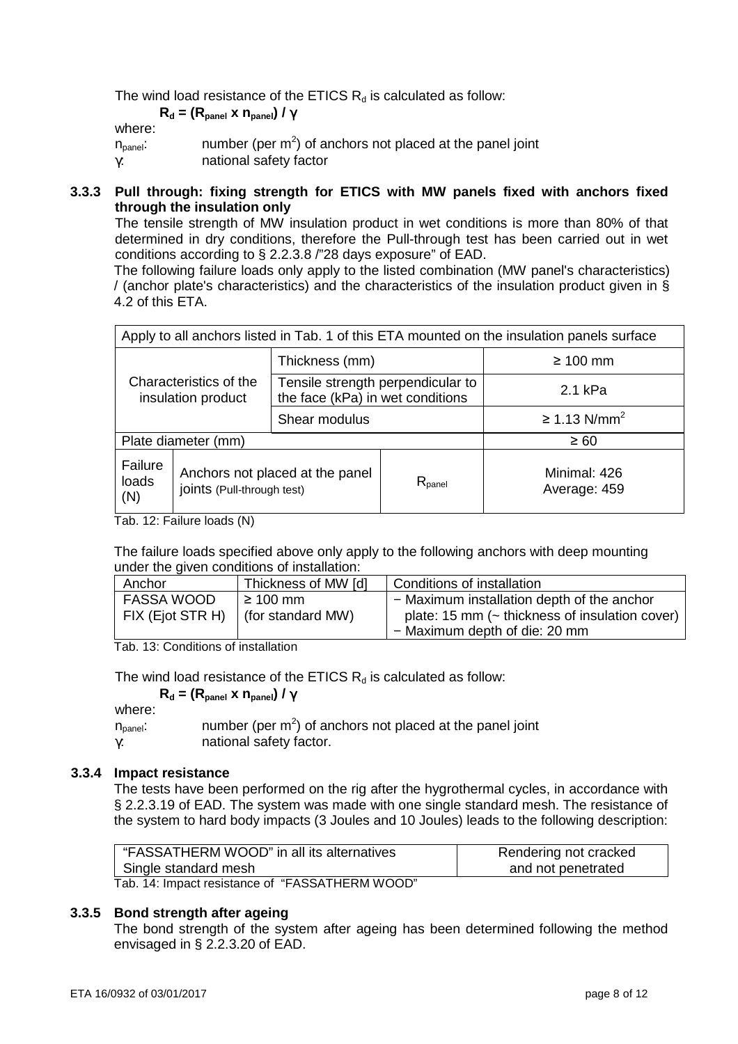The wind load resistance of the ETICS $R_d$ is calculated as follow:

$$R_d = (R_{panel} \times n_{panel}) / \gamma$$

where:

$n_{panel}$: number (per $m^2$) of anchors not placed at the panel joint

$\gamma$: national safety factor

### 3.3.3 Pull through: fixing strength for ETICS with MW panels fixed with anchors fixed through the insulation only

The tensile strength of MW insulation product in wet conditions is more than 80% of that determined in dry conditions, therefore the Pull-through test has been carried out in wet conditions according to § 2.2.3.8 /"28 days exposure" of EAD.

The following failure loads only apply to the listed combination (MW panel's characteristics) / (anchor plate's characteristics) and the characteristics of the insulation product given in § 4.2 of this ETA.

| Apply to all anchors listed in Tab. 1 of this ETA mounted on the insulation panels surface | | | |
|---|---|---|---|
| Characteristics of the insulation product | Thickness (mm) | | ≥ 100 mm |
| | Tensile strength perpendicular to the face (kPa) in wet conditions | | 2.1 kPa |
| | Shear modulus | | ≥ 1.13 N/mm$^2$ |
| Plate diameter (mm) | | | ≥ 60 |
| Failure loads (N) | Anchors not placed at the panel joints (Pull-through test) | $R_{panel}$ | Minimal: 426<br>Average: 459 |

Tab. 12: Failure loads (N)

The failure loads specified above only apply to the following anchors with deep mounting under the given conditions of installation:

| Anchor | Thickness of MW [d] | Conditions of installation |
|---|---|---|
| FASSA WOOD FIX (Ejot STR H) | ≥ 100 mm (for standard MW) | − Maximum installation depth of the anchor plate: 15 mm (~ thickness of insulation cover)<br>− Maximum depth of die: 20 mm |

Tab. 13: Conditions of installation

The wind load resistance of the ETICS $R_d$ is calculated as follow:

$$R_d = (R_{panel} \times n_{panel}) / \gamma$$

where:

$n_{panel}$: number (per $m^2$) of anchors not placed at the panel joint

$\gamma$: national safety factor.

### 3.3.4 Impact resistance

The tests have been performed on the rig after the hygrothermal cycles, in accordance with § 2.2.3.19 of EAD. The system was made with one single standard mesh. The resistance of the system to hard body impacts (3 Joules and 10 Joules) leads to the following description:

| "FASSATHERM WOOD" in all its alternatives<br>Single standard mesh | Rendering not cracked and not penetrated |
|---|---|

Tab. 14: Impact resistance of "FASSATHERM WOOD"

### 3.3.5 Bond strength after ageing

The bond strength of the system after ageing has been determined following the method envisaged in § 2.2.3.20 of EAD.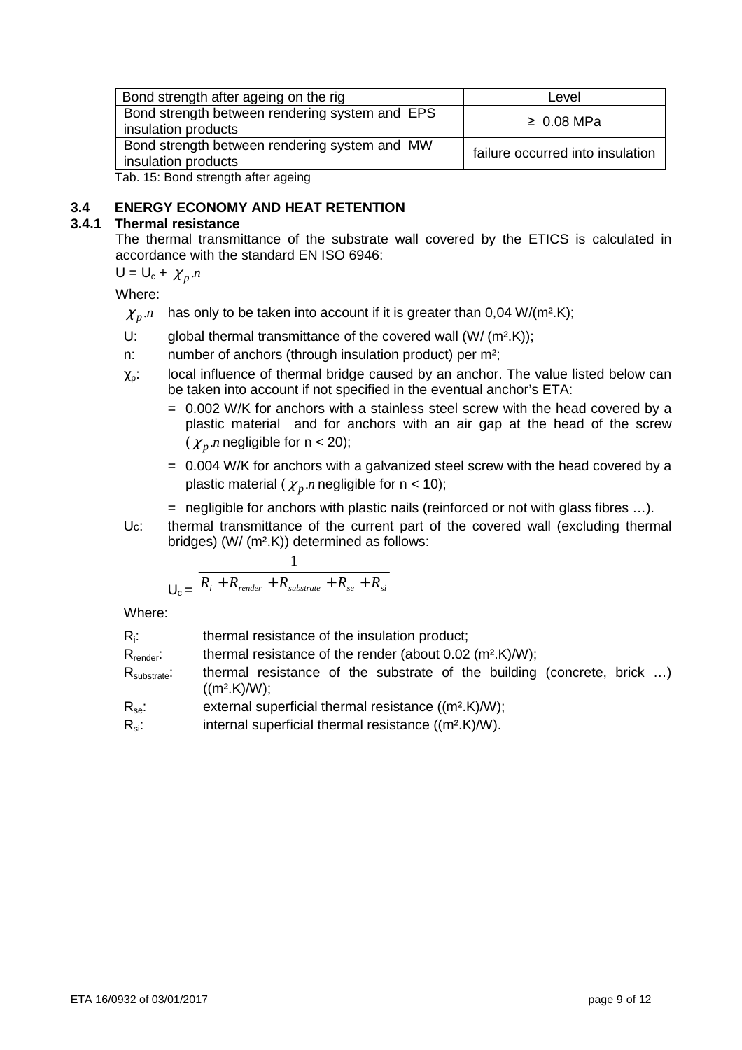| Bond strength after ageing on the rig | Level |
|---|---|
| Bond strength between rendering system and EPS insulation products | ≥ 0.08 MPa |
| Bond strength between rendering system and MW insulation products | failure occurred into insulation |

Tab. 15: Bond strength after ageing

## 3.4 ENERGY ECONOMY AND HEAT RETENTION

### 3.4.1 Thermal resistance

The thermal transmittance of the substrate wall covered by the ETICS is calculated in accordance with the standard EN ISO 6946:

$U = U_c + \chi_p.n$

Where:

- $\chi_p.n$ has only to be taken into account if it is greater than 0,04 W/(m².K);
- U: global thermal transmittance of the covered wall (W/ (m².K));
- n: number of anchors (through insulation product) per m²;
- $\chi_p$: local influence of thermal bridge caused by an anchor. The value listed below can be taken into account if not specified in the eventual anchor's ETA:
  - = 0.002 W/K for anchors with a stainless steel screw with the head covered by a plastic material and for anchors with an air gap at the head of the screw ($\chi_p.n$ negligible for n < 20);
  - = 0.004 W/K for anchors with a galvanized steel screw with the head covered by a plastic material ($\chi_p.n$ negligible for n < 10);
  - = negligible for anchors with plastic nails (reinforced or not with glass fibres …).
- $U_c$: thermal transmittance of the current part of the covered wall (excluding thermal bridges) (W/ (m².K)) determined as follows:

$$U_c = \frac{1}{R_i + R_{render} + R_{substrate} + R_{se} + R_{si}}$$

Where:

- $R_i$: thermal resistance of the insulation product;
- $R_{render}$: thermal resistance of the render (about 0.02 (m².K)/W);
- $R_{substrate}$: thermal resistance of the substrate of the building (concrete, brick …) ((m².K)/W);
- $R_{se}$: external superficial thermal resistance ((m².K)/W);
- $R_{si}$: internal superficial thermal resistance ((m².K)/W).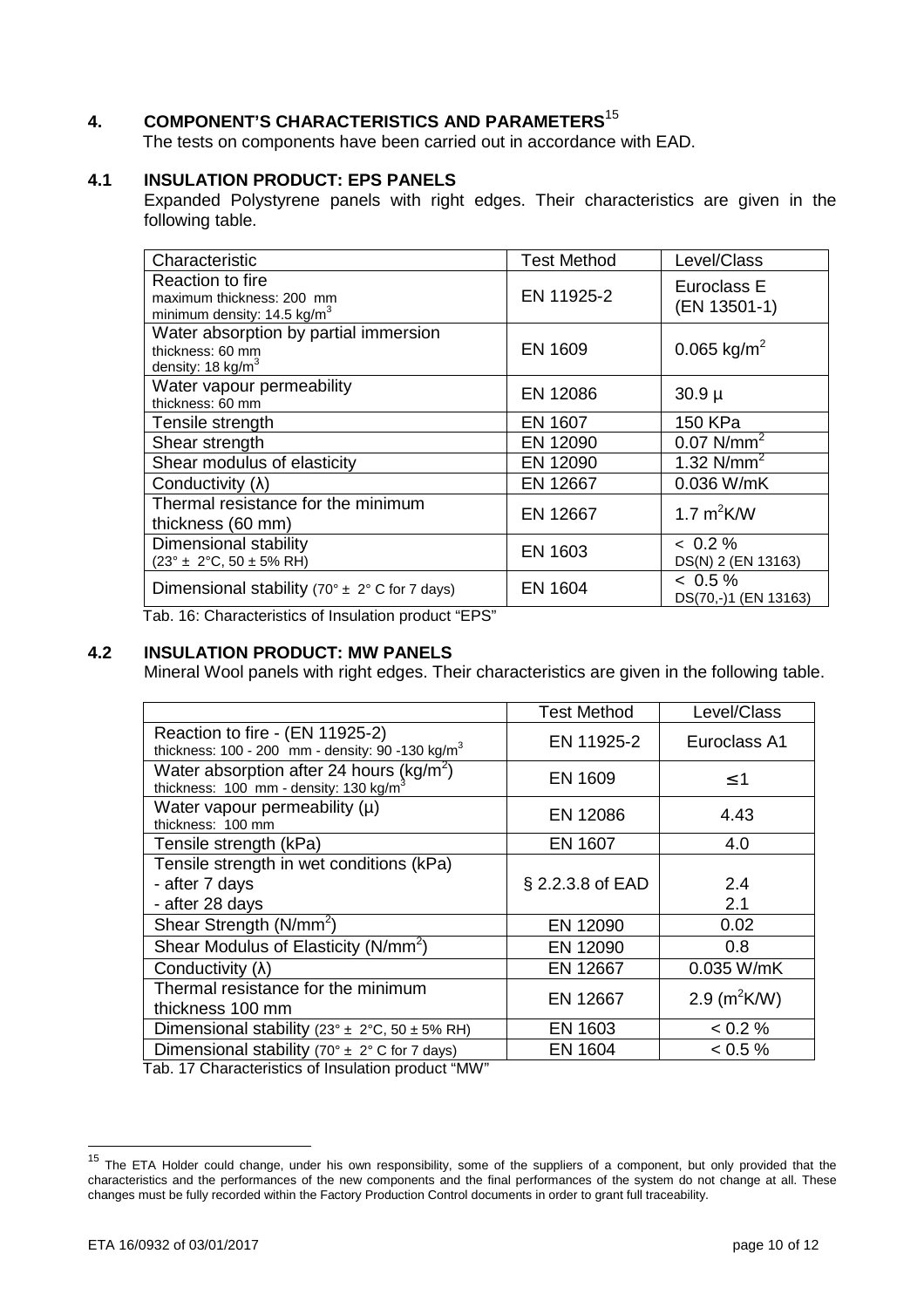## 4. COMPONENT'S CHARACTERISTICS AND PARAMETERS[15]

The tests on components have been carried out in accordance with EAD.

### 4.1 INSULATION PRODUCT: EPS PANELS

Expanded Polystyrene panels with right edges. Their characteristics are given in the following table.

| Characteristic | Test Method | Level/Class |
|---|---|---|
| Reaction to fire<br>maximum thickness: 200 mm<br>minimum density: 14.5 kg/m$^3$ | EN 11925-2 | Euroclass E<br>(EN 13501-1) |
| Water absorption by partial immersion<br>thickness: 60 mm<br>density: 18 kg/m$^3$ | EN 1609 | 0.065 kg/m$^2$ |
| Water vapour permeability<br>thickness: 60 mm | EN 12086 | 30.9 µ |
| Tensile strength | EN 1607 | 150 KPa |
| Shear strength | EN 12090 | 0.07 N/mm$^2$ |
| Shear modulus of elasticity | EN 12090 | 1.32 N/mm$^2$ |
| Conductivity (λ) | EN 12667 | 0.036 W/mK |
| Thermal resistance for the minimum thickness (60 mm) | EN 12667 | 1.7 m$^2$K/W |
| Dimensional stability<br>(23° ± 2°C, 50 ± 5% RH) | EN 1603 | < 0.2 %<br>DS(N) 2 (EN 13163) |
| Dimensional stability (70° ± 2° C for 7 days) | EN 1604 | < 0.5 %<br>DS(70,-)1 (EN 13163) |

Tab. 16: Characteristics of Insulation product "EPS"

### 4.2 INSULATION PRODUCT: MW PANELS

Mineral Wool panels with right edges. Their characteristics are given in the following table.

| | Test Method | Level/Class |
|---|---|---|
| Reaction to fire - (EN 11925-2)<br>thickness: 100 - 200 mm - density: 90 -130 kg/m$^3$ | EN 11925-2 | Euroclass A1 |
| Water absorption after 24 hours (kg/m$^2$)<br>thickness: 100 mm - density: 130 kg/m$^3$ | EN 1609 | ≤1 |
| Water vapour permeability (µ)<br>thickness: 100 mm | EN 12086 | 4.43 |
| Tensile strength (kPa) | EN 1607 | 4.0 |
| Tensile strength in wet conditions (kPa)<br>- after 7 days<br>- after 28 days | § 2.2.3.8 of EAD | <br>2.4<br>2.1 |
| Shear Strength (N/mm$^2$) | EN 12090 | 0.02 |
| Shear Modulus of Elasticity (N/mm$^2$) | EN 12090 | 0.8 |
| Conductivity (λ) | EN 12667 | 0.035 W/mK |
| Thermal resistance for the minimum thickness 100 mm | EN 12667 | 2.9 (m$^2$K/W) |
| Dimensional stability (23° ± 2°C, 50 ± 5% RH) | EN 1603 | < 0.2 % |
| Dimensional stability (70° ± 2° C for 7 days) | EN 1604 | < 0.5 % |

Tab. 17 Characteristics of Insulation product "MW"

[15] The ETA Holder could change, under his own responsibility, some of the suppliers of a component, but only provided that the characteristics and the performances of the new components and the final performances of the system do not change at all. These changes must be fully recorded within the Factory Production Control documents in order to grant full traceability.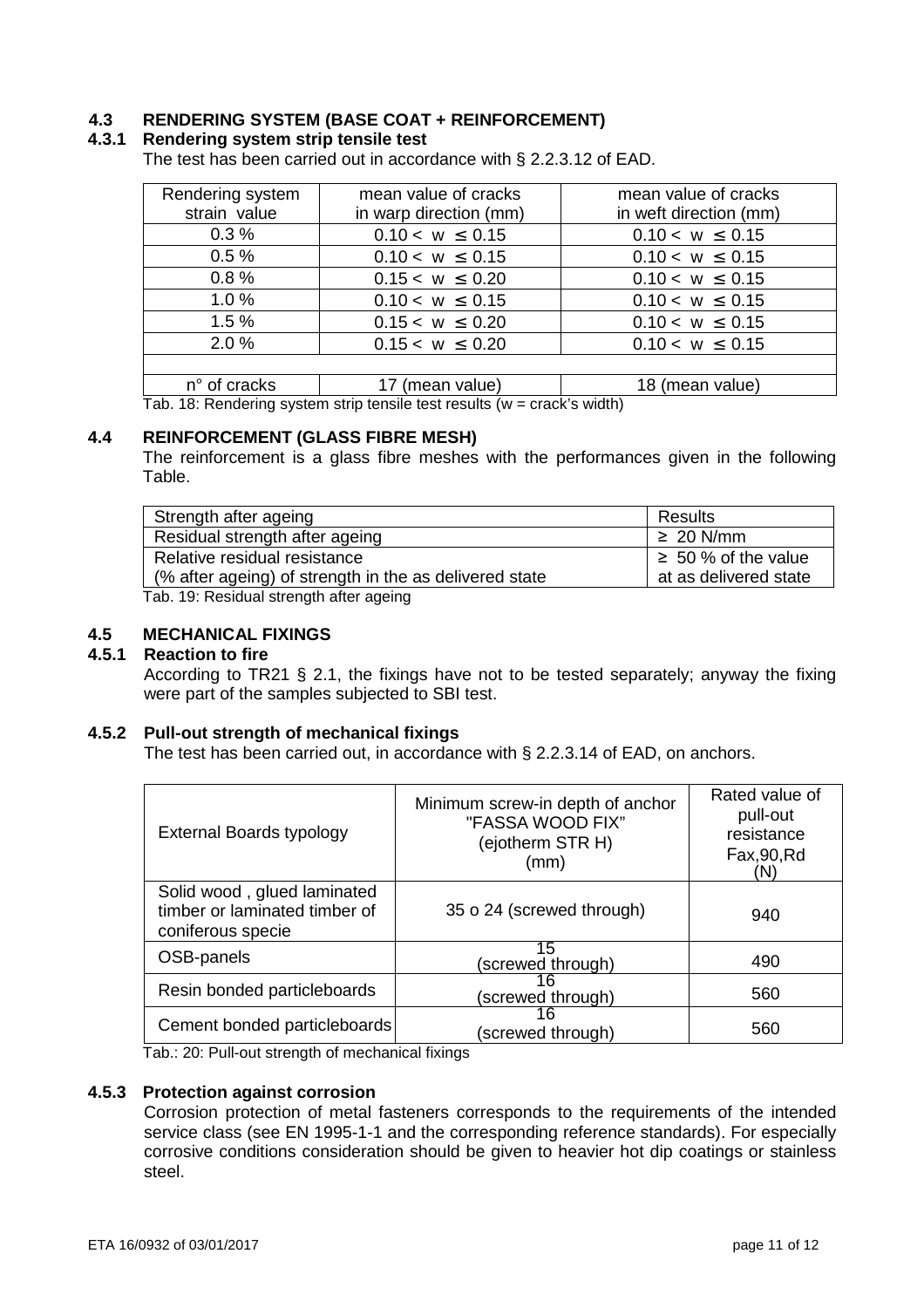## 4.3 RENDERING SYSTEM (BASE COAT + REINFORCEMENT)

### 4.3.1 Rendering system strip tensile test

The test has been carried out in accordance with § 2.2.3.12 of EAD.

| Rendering system strain value | mean value of cracks in warp direction (mm) | mean value of cracks in weft direction (mm) |
|---|---|---|
| 0.3 % | $0.10 < w \leq 0.15$ | $0.10 < w \leq 0.15$ |
| 0.5 % | $0.10 < w \leq 0.15$ | $0.10 < w \leq 0.15$ |
| 0.8 % | $0.15 < w \leq 0.20$ | $0.10 < w \leq 0.15$ |
| 1.0 % | $0.10 < w \leq 0.15$ | $0.10 < w \leq 0.15$ |
| 1.5 % | $0.15 < w \leq 0.20$ | $0.10 < w \leq 0.15$ |
| 2.0 % | $0.15 < w \leq 0.20$ | $0.10 < w \leq 0.15$ |
| | | |
| n° of cracks | 17 (mean value) | 18 (mean value) |

Tab. 18: Rendering system strip tensile test results (w = crack's width)

## 4.4 REINFORCEMENT (GLASS FIBRE MESH)

The reinforcement is a glass fibre meshes with the performances given in the following Table.

| Strength after ageing | Results |
|---|---|
| Residual strength after ageing | ≥ 20 N/mm |
| Relative residual resistance (% after ageing) of strength in the as delivered state | ≥ 50 % of the value at as delivered state |

Tab. 19: Residual strength after ageing

## 4.5 MECHANICAL FIXINGS

### 4.5.1 Reaction to fire

According to TR21 § 2.1, the fixings have not to be tested separately; anyway the fixing were part of the samples subjected to SBI test.

### 4.5.2 Pull-out strength of mechanical fixings

The test has been carried out, in accordance with § 2.2.3.14 of EAD, on anchors.

| External Boards typology | Minimum screw-in depth of anchor "FASSA WOOD FIX" (ejotherm STR H) (mm) | Rated value of pull-out resistance Fax,90,Rd (N) |
|---|---|---|
| Solid wood , glued laminated timber or laminated timber of coniferous specie | 35 o 24 (screwed through) | 940 |
| OSB-panels | 15 (screwed through) | 490 |
| Resin bonded particleboards | 16 (screwed through) | 560 |
| Cement bonded particleboards | 16 (screwed through) | 560 |

Tab.: 20: Pull-out strength of mechanical fixings

### 4.5.3 Protection against corrosion

Corrosion protection of metal fasteners corresponds to the requirements of the intended service class (see EN 1995-1-1 and the corresponding reference standards). For especially corrosive conditions consideration should be given to heavier hot dip coatings or stainless steel.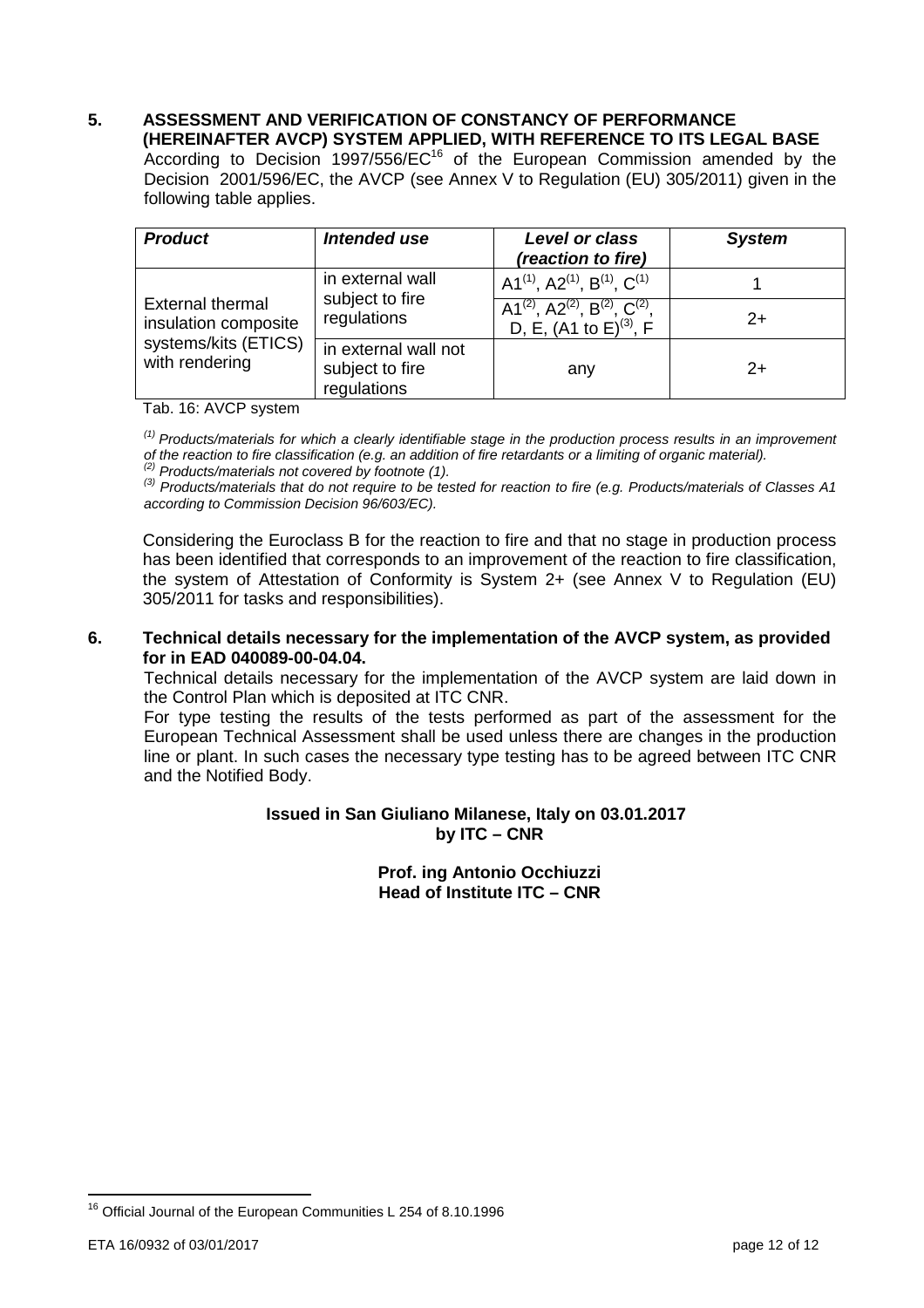## 5. ASSESSMENT AND VERIFICATION OF CONSTANCY OF PERFORMANCE (HEREINAFTER AVCP) SYSTEM APPLIED, WITH REFERENCE TO ITS LEGAL BASE

According to Decision 1997/556/EC[16] of the European Commission amended by the Decision 2001/596/EC, the AVCP (see Annex V to Regulation (EU) 305/2011) given in the following table applies.

| *Product* | *Intended use* | *Level or class (reaction to fire)* | *System* |
|---|---|---|---|
| External thermal insulation composite systems/kits (ETICS) with rendering | in external wall subject to fire regulations | A1[(1)], A2[(1)], B[(1)], C[(1)] | 1 |
| | | A1[(2)], A2[(2)], B[(2)], C[(2)], D, E, (A1 to E)[(3)], F | 2+ |
| | in external wall not subject to fire regulations | any | 2+ |

Tab. 16: AVCP system

*(1) Products/materials for which a clearly identifiable stage in the production process results in an improvement of the reaction to fire classification (e.g. an addition of fire retardants or a limiting of organic material).*
*(2) Products/materials not covered by footnote (1).*
*(3) Products/materials that do not require to be tested for reaction to fire (e.g. Products/materials of Classes A1 according to Commission Decision 96/603/EC).*

Considering the Euroclass B for the reaction to fire and that no stage in production process has been identified that corresponds to an improvement of the reaction to fire classification, the system of Attestation of Conformity is System 2+ (see Annex V to Regulation (EU) 305/2011 for tasks and responsibilities).

## 6. Technical details necessary for the implementation of the AVCP system, as provided for in EAD 040089-00-04.04.

Technical details necessary for the implementation of the AVCP system are laid down in the Control Plan which is deposited at ITC CNR.

For type testing the results of the tests performed as part of the assessment for the European Technical Assessment shall be used unless there are changes in the production line or plant. In such cases the necessary type testing has to be agreed between ITC CNR and the Notified Body.

**Issued in San Giuliano Milanese, Italy on 03.01.2017**
**by ITC – CNR**

**Prof. ing Antonio Occhiuzzi**
**Head of Institute ITC – CNR**

[16] Official Journal of the European Communities L 254 of 8.10.1996